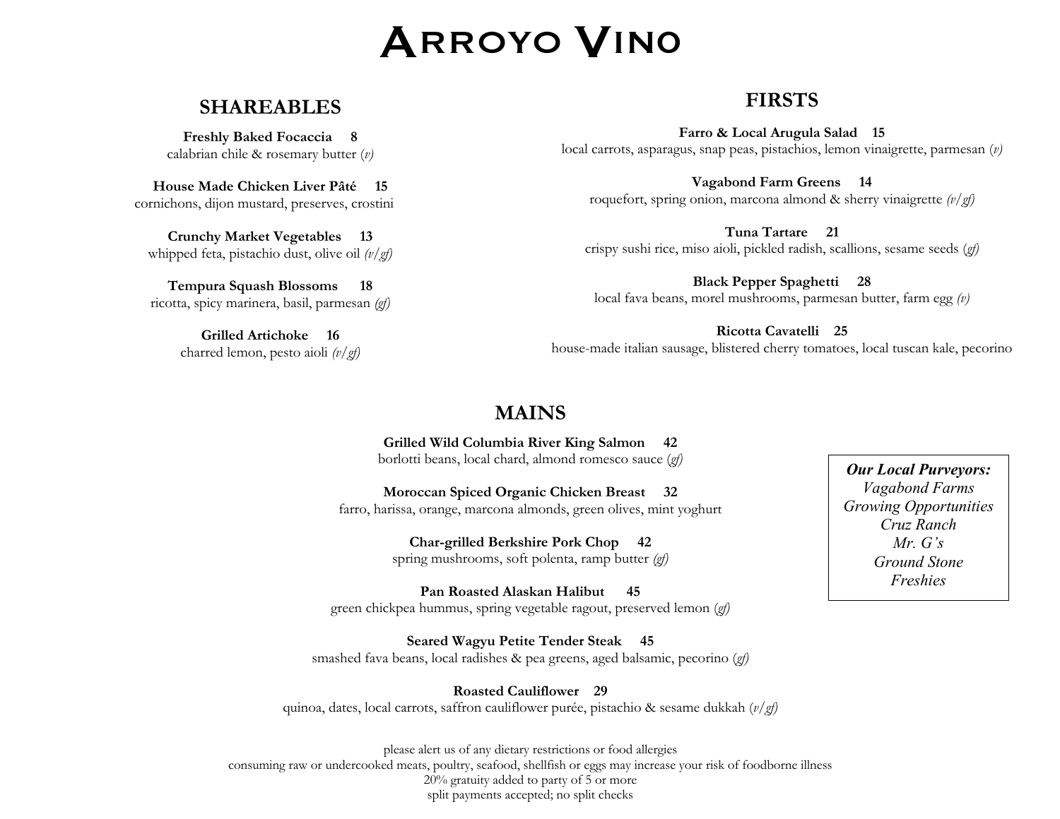# Arroyo Vino

## SHAREABLES

**Freshly Baked Focaccia 8**
calabrian chile & rosemary butter *(v)*

**House Made Chicken Liver Pâté 15**
cornichons, dijon mustard, preserves, crostini

**Crunchy Market Vegetables 13**
whipped feta, pistachio dust, olive oil *(v/gf)*

**Tempura Squash Blossoms 18**
ricotta, spicy marinera, basil, parmesan *(gf)*

**Grilled Artichoke 16**
charred lemon, pesto aioli *(v/gf)*

## FIRSTS

**Farro & Local Arugula Salad 15**
local carrots, asparagus, snap peas, pistachios, lemon vinaigrette, parmesan *(v)*

**Vagabond Farm Greens 14**
roquefort, spring onion, marcona almond & sherry vinaigrette *(v/gf)*

**Tuna Tartare 21**
crispy sushi rice, miso aioli, pickled radish, scallions, sesame seeds *(gf)*

**Black Pepper Spaghetti 28**
local fava beans, morel mushrooms, parmesan butter, farm egg *(v)*

**Ricotta Cavatelli 25**
house-made italian sausage, blistered cherry tomatoes, local tuscan kale, pecorino

## MAINS

**Grilled Wild Columbia River King Salmon 42**
borlotti beans, local chard, almond romesco sauce *(gf)*

**Moroccan Spiced Organic Chicken Breast 32**
farro, harissa, orange, marcona almonds, green olives, mint yoghurt

**Char-grilled Berkshire Pork Chop 42**
spring mushrooms, soft polenta, ramp butter *(gf)*

**Pan Roasted Alaskan Halibut 45**
green chickpea hummus, spring vegetable ragout, preserved lemon *(gf)*

**Seared Wagyu Petite Tender Steak 45**
smashed fava beans, local radishes & pea greens, aged balsamic, pecorino *(gf)*

**Roasted Cauliflower 29**
quinoa, dates, local carrots, saffron cauliflower purée, pistachio & sesame dukkah *(v/gf)*

***Our Local Purveyors:***
*Vagabond Farms*
*Growing Opportunities*
*Cruz Ranch*
*Mr. G's*
*Ground Stone*
*Freshies*

please alert us of any dietary restrictions or food allergies
consuming raw or undercooked meats, poultry, seafood, shellfish or eggs may increase your risk of foodborne illness
20% gratuity added to party of 5 or more
split payments accepted; no split checks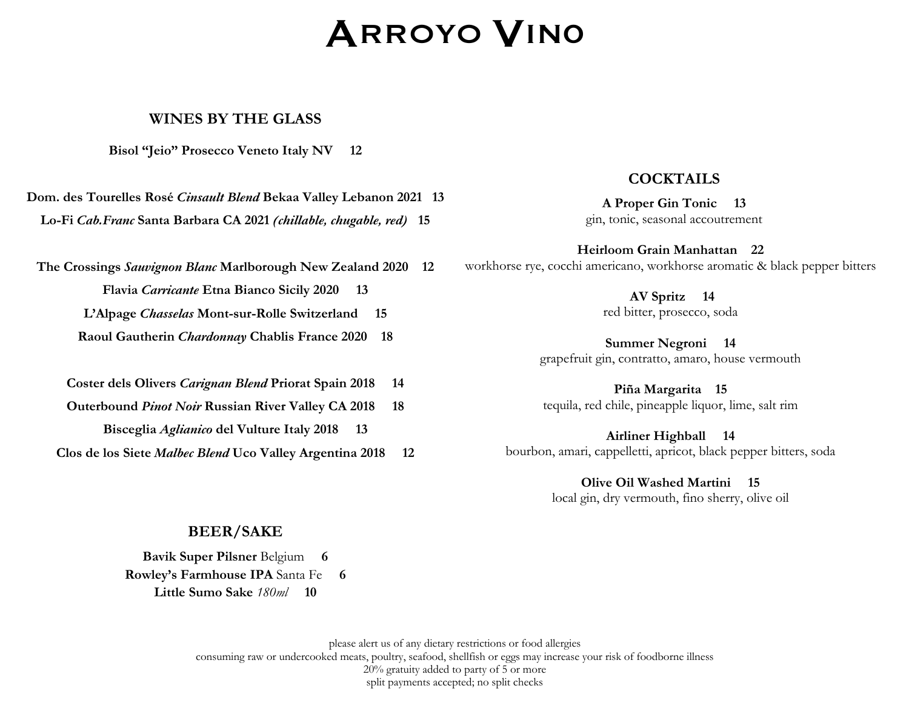# Arroyo Vino

## WINES BY THE GLASS

**Bisol "Jeio" Prosecco Veneto Italy NV 12**

**Dom. des Tourelles Rosé *Cinsault Blend* Bekaa Valley Lebanon 2021 13**

**Lo-Fi *Cab.Franc* Santa Barbara CA 2021 *(chillable, chugable, red)* 15**

**The Crossings *Sauvignon Blanc* Marlborough New Zealand 2020 12**

**Flavia *Carricante* Etna Bianco Sicily 2020 13**

**L'Alpage *Chasselas* Mont-sur-Rolle Switzerland 15**

**Raoul Gautherin *Chardonnay* Chablis France 2020 18**

**Coster dels Olivers *Carignan Blend* Priorat Spain 2018 14**

**Outerbound *Pinot Noir* Russian River Valley CA 2018 18**

**Bisceglia *Aglianico* del Vulture Italy 2018 13**

**Clos de los Siete *Malbec Blend* Uco Valley Argentina 2018 12**

## BEER/SAKE

**Bavik Super Pilsner** Belgium **6**

**Rowley's Farmhouse IPA** Santa Fe **6**

**Little Sumo Sake** *180ml* **10**

## COCKTAILS

**A Proper Gin Tonic 13**
gin, tonic, seasonal accoutrement

**Heirloom Grain Manhattan 22**
workhorse rye, cocchi americano, workhorse aromatic & black pepper bitters

**AV Spritz 14**
red bitter, prosecco, soda

**Summer Negroni 14**
grapefruit gin, contratto, amaro, house vermouth

**Piña Margarita 15**
tequila, red chile, pineapple liquor, lime, salt rim

**Airliner Highball 14**
bourbon, amari, cappelletti, apricot, black pepper bitters, soda

**Olive Oil Washed Martini 15**
local gin, dry vermouth, fino sherry, olive oil

please alert us of any dietary restrictions or food allergies
consuming raw or undercooked meats, poultry, seafood, shellfish or eggs may increase your risk of foodborne illness
20% gratuity added to party of 5 or more
split payments accepted; no split checks